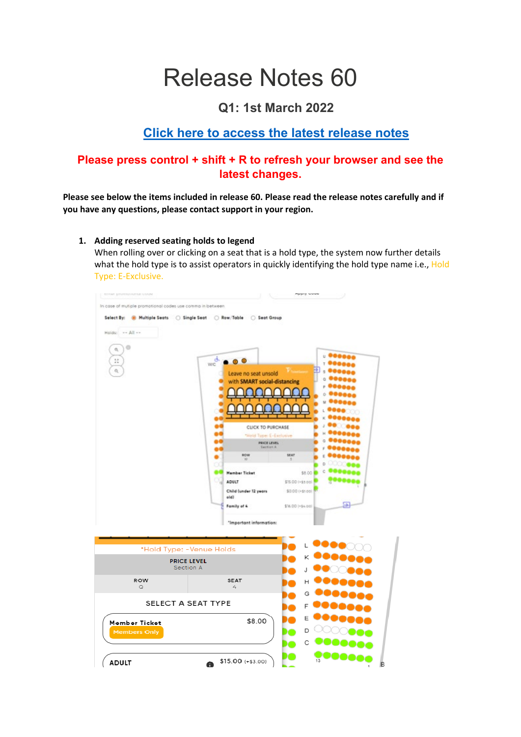# Release Notes 60

**Q1: 1st March 2022**

**[Click here to access the latest release notes]()**

**Please press control + shift + R to refresh your browser and see the latest changes.**

**Please see below the items included in release 60. Please read the release notes carefully and if you have any questions, please contact support in your region.**

1. **Adding reserved seating holds to legend**
   When rolling over or clicking on a seat that is a hold type, the system now further details what the hold type is to assist operators in quickly identifying the hold type name i.e., Hold Type: E-Exclusive.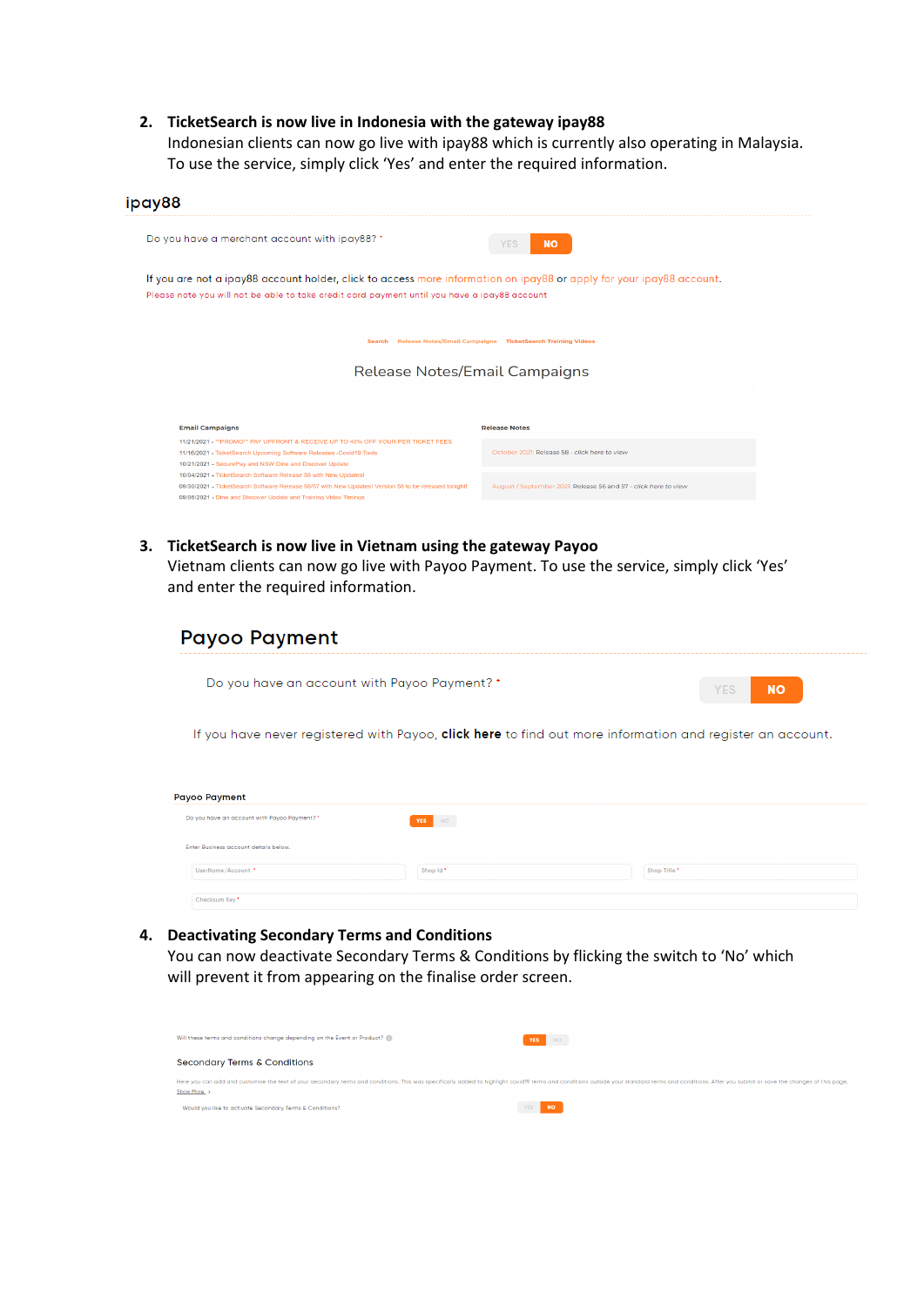2. **TicketSearch is now live in Indonesia with the gateway ipay88**
   Indonesian clients can now go live with ipay88 which is currently also operating in Malaysia. To use the service, simply click 'Yes' and enter the required information.

ipay88

Do you have a merchant account with ipay88? * YES NO

If you are not a ipay88 account holder, click to access more information on ipay88 or apply for your ipay88 account.
Please note you will not be able to take credit card payment until you have a ipay88 account

Search Release Notes/Email Campaigns TicketSearch Training Videos

Release Notes/Email Campaigns

**Email Campaigns**

- 11/21/2021 - **PROMO** PAY UPFRONT & RECEIVE UP TO 40% OFF YOUR PER TICKET FEES
- 11/16/2021 - TicketSearch Upcoming Software Releases - Covid19 Tools
- 10/21/2021 - SecurePay and NSW Dine and Discover Update
- 10/04/2021 - TicketSearch Software Release 58 with New Updates!
- 09/30/2021 - TicketSearch Software Release 56/57 with New Updates! Version 58 to be released tonight!
- 09/06/2021 - Dine and Discover Update and Training Video Timings

**Release Notes**

- October 2021: Release 58 - click here to view
- August / September 2021: Release 56 and 57 - click here to view

3. **TicketSearch is now live in Vietnam using the gateway Payoo**
   Vietnam clients can now go live with Payoo Payment. To use the service, simply click 'Yes' and enter the required information.

Payoo Payment

Do you have an account with Payoo Payment? * YES NO

If you have never registered with Payoo, **click here** to find out more information and register an account.

Payoo Payment

Do you have an account with Payoo Payment? * YES NO

Enter Business account details below.

UserName/Account * Shop Id * Shop Title *

Checksum Key *

4. **Deactivating Secondary Terms and Conditions**
   You can now deactivate Secondary Terms & Conditions by flicking the switch to 'No' which will prevent it from appearing on the finalise order screen.

Will these terms and conditions change depending on the Event or Product? YES NO

Secondary Terms & Conditions

Here you can add and customise the text of your secondary terms and conditions. This was specifically added to highlight covid19 terms and conditions outside your standard terms and conditions. After you submit or save the changes of this page.
Show More

Would you like to activate Secondary Terms & Conditions? YES NO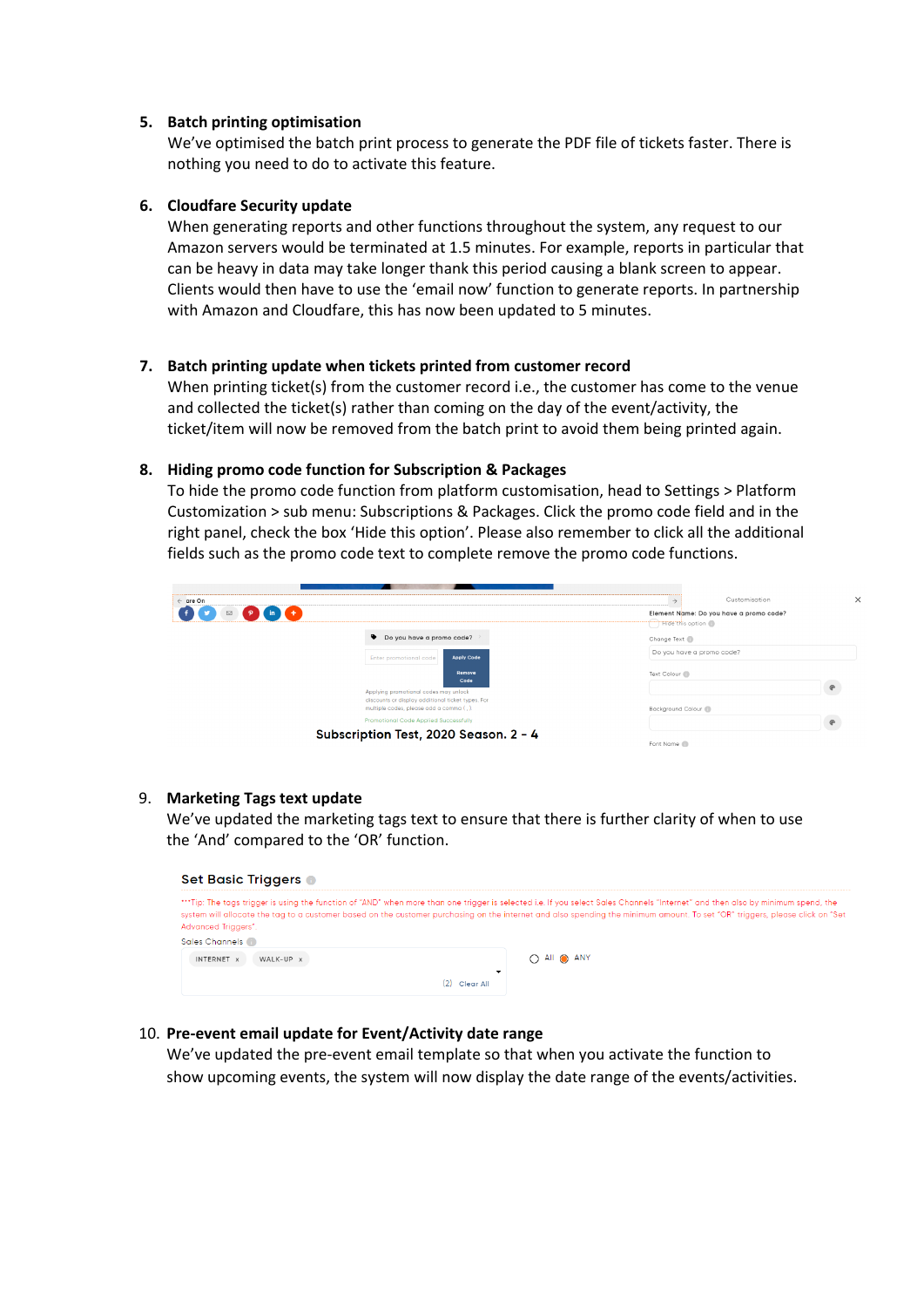5. **Batch printing optimisation**
   We've optimised the batch print process to generate the PDF file of tickets faster. There is nothing you need to do to activate this feature.

6. **Cloudfare Security update**
   When generating reports and other functions throughout the system, any request to our Amazon servers would be terminated at 1.5 minutes. For example, reports in particular that can be heavy in data may take longer thank this period causing a blank screen to appear. Clients would then have to use the 'email now' function to generate reports. In partnership with Amazon and Cloudfare, this has now been updated to 5 minutes.

7. **Batch printing update when tickets printed from customer record**
   When printing ticket(s) from the customer record i.e., the customer has come to the venue and collected the ticket(s) rather than coming on the day of the event/activity, the ticket/item will now be removed from the batch print to avoid them being printed again.

8. **Hiding promo code function for Subscription & Packages**
   To hide the promo code function from platform customisation, head to Settings > Platform Customization > sub menu: Subscriptions & Packages. Click the promo code field and in the right panel, check the box 'Hide this option'. Please also remember to click all the additional fields such as the promo code text to complete remove the promo code functions.

9. **Marketing Tags text update**
   We've updated the marketing tags text to ensure that there is further clarity of when to use the 'And' compared to the 'OR' function.

10. **Pre-event email update for Event/Activity date range**
    We've updated the pre-event email template so that when you activate the function to show upcoming events, the system will now display the date range of the events/activities.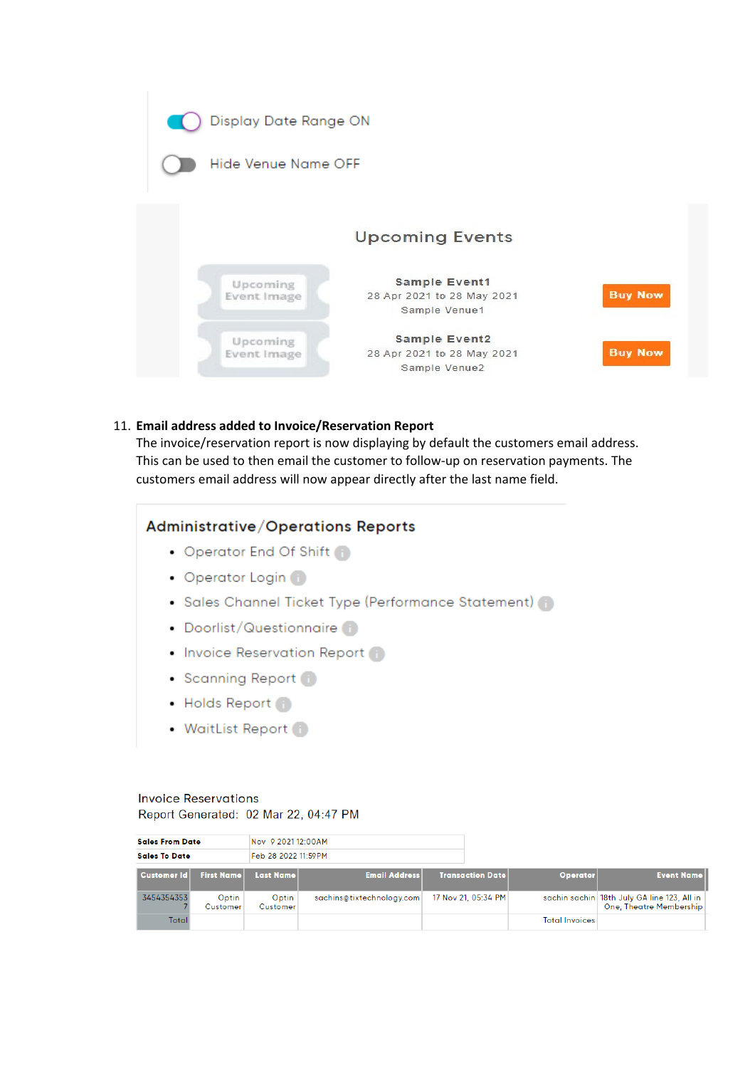Display Date Range ON

Hide Venue Name OFF

Upcoming Events

Upcoming Event Image

**Sample Event1**
28 Apr 2021 to 28 May 2021
Sample Venue1

Buy Now

Upcoming Event Image

**Sample Event2**
28 Apr 2021 to 28 May 2021
Sample Venue2

Buy Now

11. **Email address added to Invoice/Reservation Report**
    The invoice/reservation report is now displaying by default the customers email address. This can be used to then email the customer to follow-up on reservation payments. The customers email address will now appear directly after the last name field.

## Administrative/Operations Reports

- Operator End Of Shift
- Operator Login
- Sales Channel Ticket Type (Performance Statement)
- Doorlist/Questionnaire
- Invoice Reservation Report
- Scanning Report
- Holds Report
- WaitList Report

Invoice Reservations
Report Generated: 02 Mar 22, 04:47 PM

| | |
|---|---|
| **Sales From Date** | Nov 9 2021 12:00AM |
| **Sales To Date** | Feb 28 2022 11:59PM |

| Customer Id | First Name | Last Name | Email Address | Transaction Date | Operator | Event Name |
|---|---|---|---|---|---|---|
| 34543543537 | Optin Customer | Optin Customer | sachins@tixtechnology.com | 17 Nov 21, 05:34 PM | sachin sachin | 18th July GA line 123, All in One, Theatre Membership |
| Total | | | | | Total Invoices | |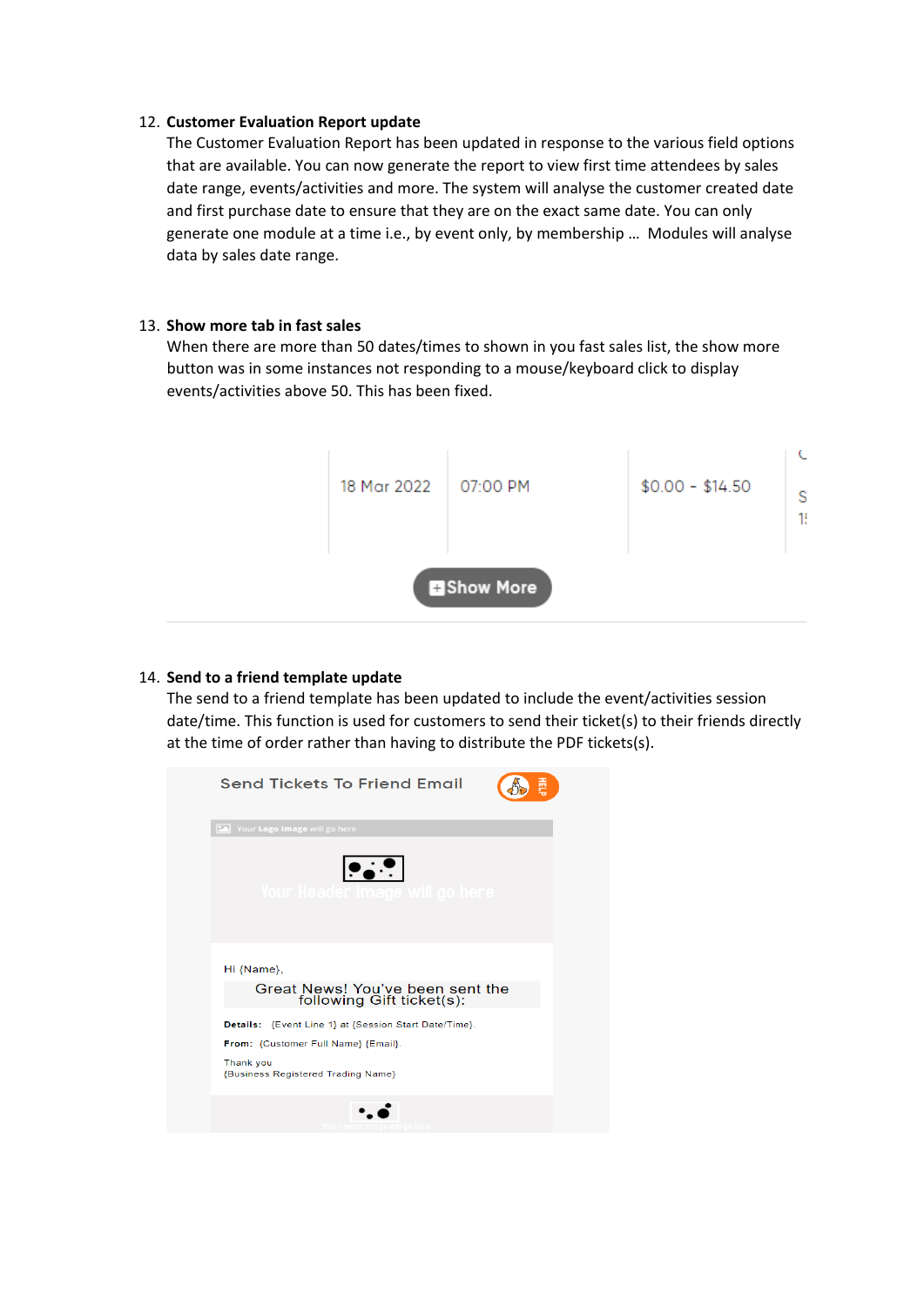12. **Customer Evaluation Report update**
    The Customer Evaluation Report has been updated in response to the various field options that are available. You can now generate the report to view first time attendees by sales date range, events/activities and more. The system will analyse the customer created date and first purchase date to ensure that they are on the exact same date. You can only generate one module at a time i.e., by event only, by membership … Modules will analyse data by sales date range.

13. **Show more tab in fast sales**
    When there are more than 50 dates/times to shown in you fast sales list, the show more button was in some instances not responding to a mouse/keyboard click to display events/activities above 50. This has been fixed.

14. **Send to a friend template update**
    The send to a friend template has been updated to include the event/activities session date/time. This function is used for customers to send their ticket(s) to their friends directly at the time of order rather than having to distribute the PDF tickets(s).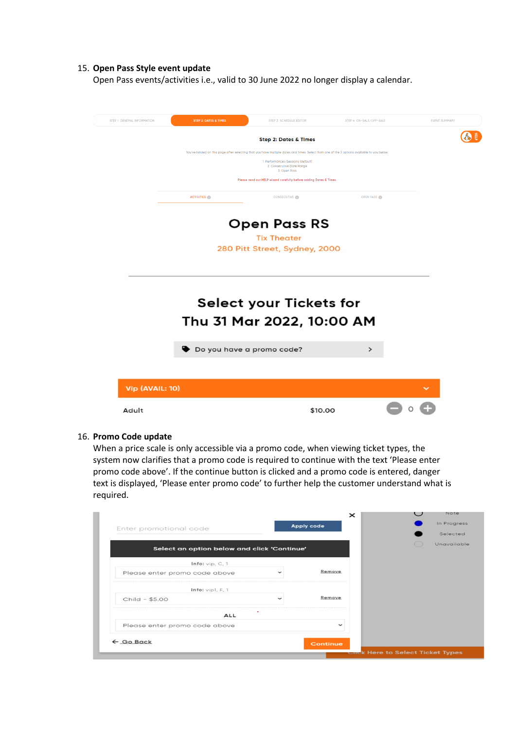15. **Open Pass Style event update**
    Open Pass events/activities i.e., valid to 30 June 2022 no longer display a calendar.

16. **Promo Code update**
    When a price scale is only accessible via a promo code, when viewing ticket types, the system now clarifies that a promo code is required to continue with the text 'Please enter promo code above'. If the continue button is clicked and a promo code is entered, danger text is displayed, 'Please enter promo code' to further help the customer understand what is required.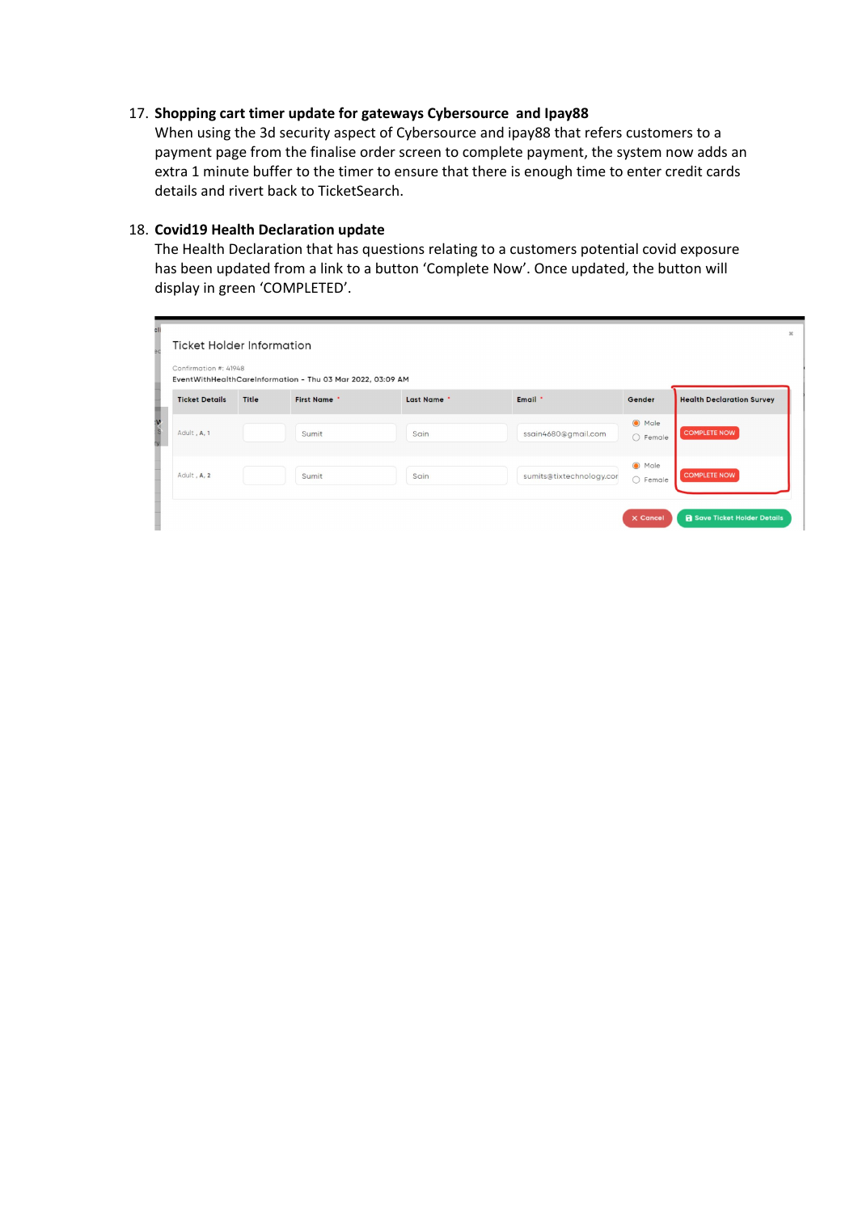17. **Shopping cart timer update for gateways Cybersource and Ipay88**
    When using the 3d security aspect of Cybersource and ipay88 that refers customers to a payment page from the finalise order screen to complete payment, the system now adds an extra 1 minute buffer to the timer to ensure that there is enough time to enter credit cards details and rivert back to TicketSearch.

18. **Covid19 Health Declaration update**
    The Health Declaration that has questions relating to a customers potential covid exposure has been updated from a link to a button 'Complete Now'. Once updated, the button will display in green 'COMPLETED'.